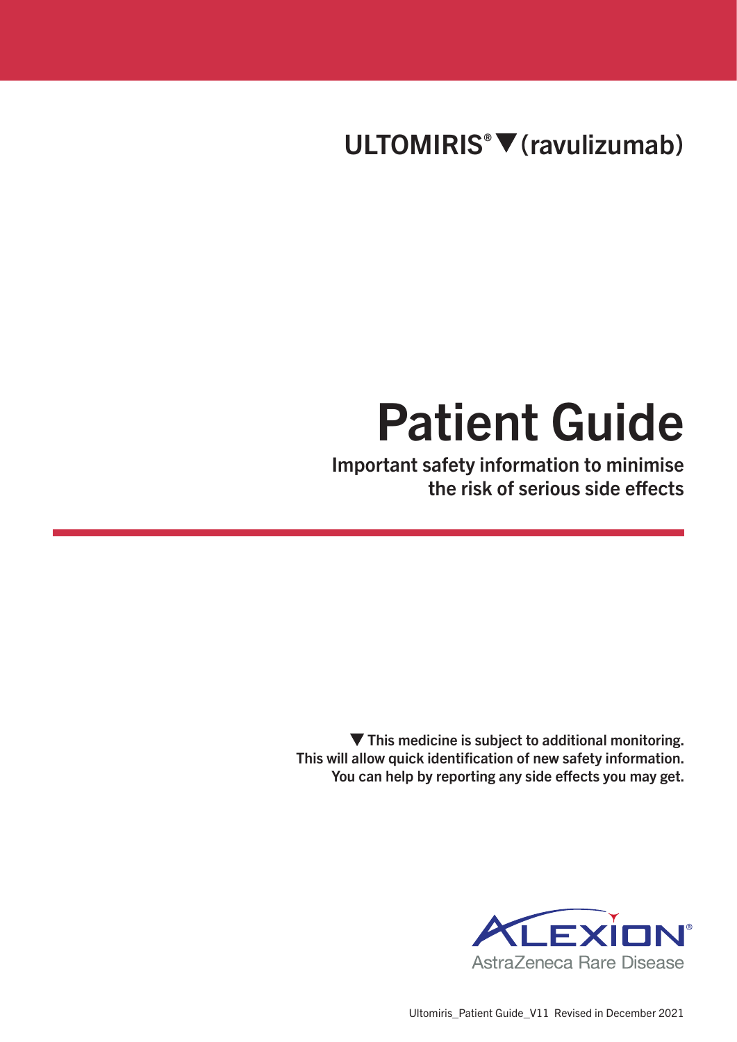**ULTOMIRIS® ▼ (ravulizumab)**

# Patient Guide

**Important safety information to minimise the risk of serious side effects**

**▼ This medicine is subject to additional monitoring. This will allow quick identification of new safety information. You can help by reporting any side effects you may get.**

ALEXION®
AstraZeneca Rare Disease

Ultomiris_Patient Guide_V11 Revised in December 2021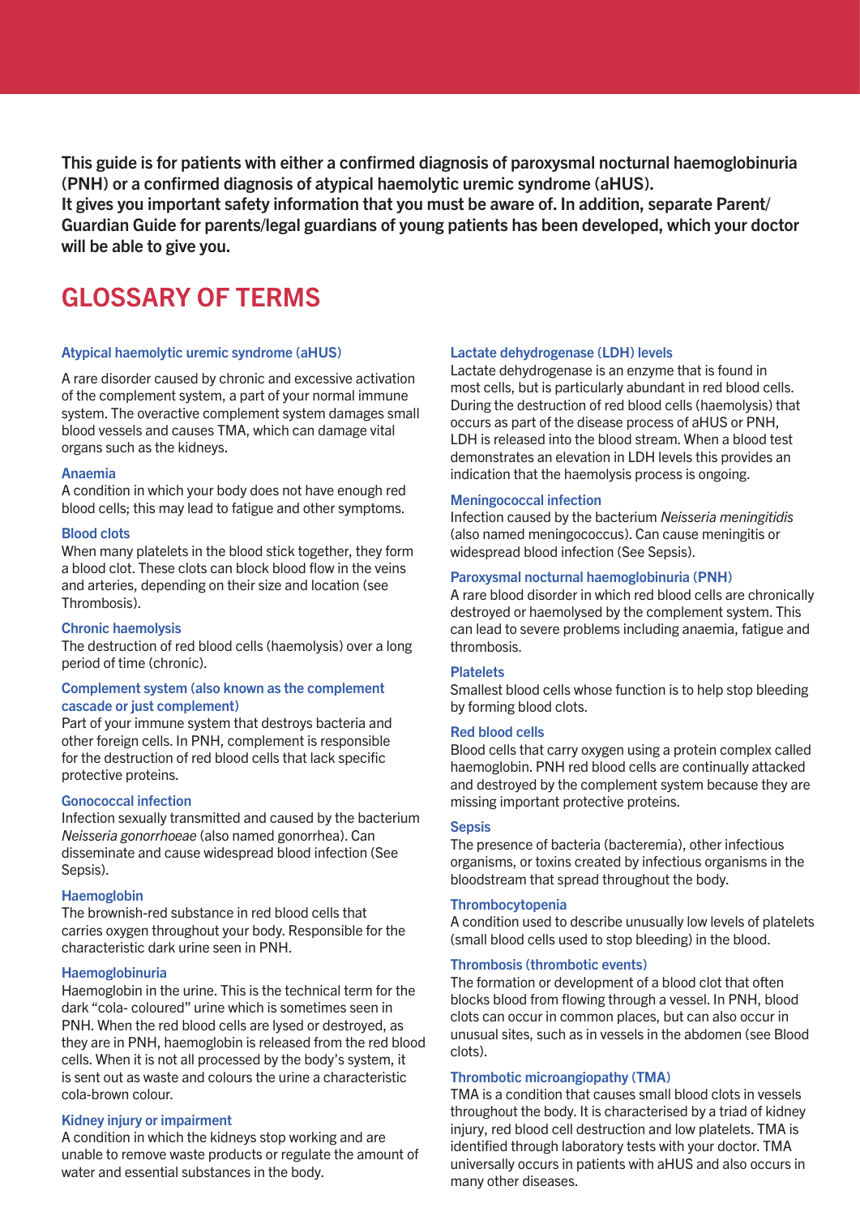**This guide is for patients with either a confirmed diagnosis of paroxysmal nocturnal haemoglobinuria (PNH) or a confirmed diagnosis of atypical haemolytic uremic syndrome (aHUS).**
**It gives you important safety information that you must be aware of. In addition, separate Parent/ Guardian Guide for parents/legal guardians of young patients has been developed, which your doctor will be able to give you.**

# GLOSSARY OF TERMS

### Atypical haemolytic uremic syndrome (aHUS)

A rare disorder caused by chronic and excessive activation of the complement system, a part of your normal immune system. The overactive complement system damages small blood vessels and causes TMA, which can damage vital organs such as the kidneys.

### Anaemia

A condition in which your body does not have enough red blood cells; this may lead to fatigue and other symptoms.

### Blood clots

When many platelets in the blood stick together, they form a blood clot. These clots can block blood flow in the veins and arteries, depending on their size and location (see Thrombosis).

### Chronic haemolysis

The destruction of red blood cells (haemolysis) over a long period of time (chronic).

### Complement system (also known as the complement cascade or just complement)

Part of your immune system that destroys bacteria and other foreign cells. In PNH, complement is responsible for the destruction of red blood cells that lack specific protective proteins.

### Gonococcal infection

Infection sexually transmitted and caused by the bacterium *Neisseria gonorrhoeae* (also named gonorrhea). Can disseminate and cause widespread blood infection (See Sepsis).

### Haemoglobin

The brownish-red substance in red blood cells that carries oxygen throughout your body. Responsible for the characteristic dark urine seen in PNH.

### Haemoglobinuria

Haemoglobin in the urine. This is the technical term for the dark "cola- coloured" urine which is sometimes seen in PNH. When the red blood cells are lysed or destroyed, as they are in PNH, haemoglobin is released from the red blood cells. When it is not all processed by the body's system, it is sent out as waste and colours the urine a characteristic cola-brown colour.

### Kidney injury or impairment

A condition in which the kidneys stop working and are unable to remove waste products or regulate the amount of water and essential substances in the body.

### Lactate dehydrogenase (LDH) levels

Lactate dehydrogenase is an enzyme that is found in most cells, but is particularly abundant in red blood cells. During the destruction of red blood cells (haemolysis) that occurs as part of the disease process of aHUS or PNH, LDH is released into the blood stream. When a blood test demonstrates an elevation in LDH levels this provides an indication that the haemolysis process is ongoing.

### Meningococcal infection

Infection caused by the bacterium *Neisseria meningitidis* (also named meningococcus). Can cause meningitis or widespread blood infection (See Sepsis).

### Paroxysmal nocturnal haemoglobinuria (PNH)

A rare blood disorder in which red blood cells are chronically destroyed or haemolysed by the complement system. This can lead to severe problems including anaemia, fatigue and thrombosis.

### Platelets

Smallest blood cells whose function is to help stop bleeding by forming blood clots.

### Red blood cells

Blood cells that carry oxygen using a protein complex called haemoglobin. PNH red blood cells are continually attacked and destroyed by the complement system because they are missing important protective proteins.

### Sepsis

The presence of bacteria (bacteremia), other infectious organisms, or toxins created by infectious organisms in the bloodstream that spread throughout the body.

### Thrombocytopenia

A condition used to describe unusually low levels of platelets (small blood cells used to stop bleeding) in the blood.

### Thrombosis (thrombotic events)

The formation or development of a blood clot that often blocks blood from flowing through a vessel. In PNH, blood clots can occur in common places, but can also occur in unusual sites, such as in vessels in the abdomen (see Blood clots).

### Thrombotic microangiopathy (TMA)

TMA is a condition that causes small blood clots in vessels throughout the body. It is characterised by a triad of kidney injury, red blood cell destruction and low platelets. TMA is identified through laboratory tests with your doctor. TMA universally occurs in patients with aHUS and also occurs in many other diseases.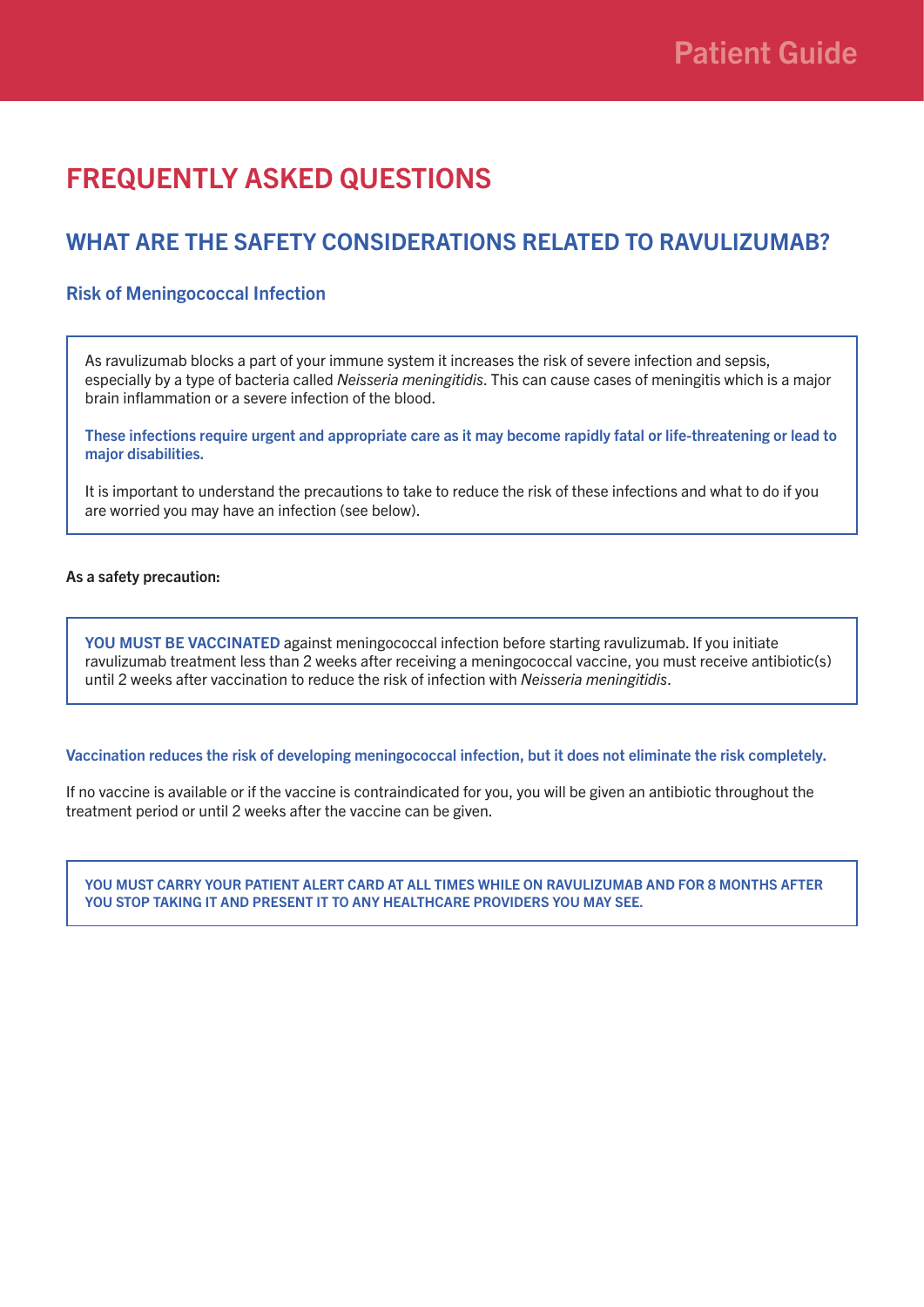# FREQUENTLY ASKED QUESTIONS

## WHAT ARE THE SAFETY CONSIDERATIONS RELATED TO RAVULIZUMAB?

### Risk of Meningococcal Infection

As ravulizumab blocks a part of your immune system it increases the risk of severe infection and sepsis, especially by a type of bacteria called *Neisseria meningitidis*. This can cause cases of meningitis which is a major brain inflammation or a severe infection of the blood.

**These infections require urgent and appropriate care as it may become rapidly fatal or life-threatening or lead to major disabilities.**

It is important to understand the precautions to take to reduce the risk of these infections and what to do if you are worried you may have an infection (see below).

**As a safety precaution:**

**YOU MUST BE VACCINATED** against meningococcal infection before starting ravulizumab. If you initiate ravulizumab treatment less than 2 weeks after receiving a meningococcal vaccine, you must receive antibiotic(s) until 2 weeks after vaccination to reduce the risk of infection with *Neisseria meningitidis*.

**Vaccination reduces the risk of developing meningococcal infection, but it does not eliminate the risk completely.**

If no vaccine is available or if the vaccine is contraindicated for you, you will be given an antibiotic throughout the treatment period or until 2 weeks after the vaccine can be given.

**YOU MUST CARRY YOUR PATIENT ALERT CARD AT ALL TIMES WHILE ON RAVULIZUMAB AND FOR 8 MONTHS AFTER YOU STOP TAKING IT AND PRESENT IT TO ANY HEALTHCARE PROVIDERS YOU MAY SEE.**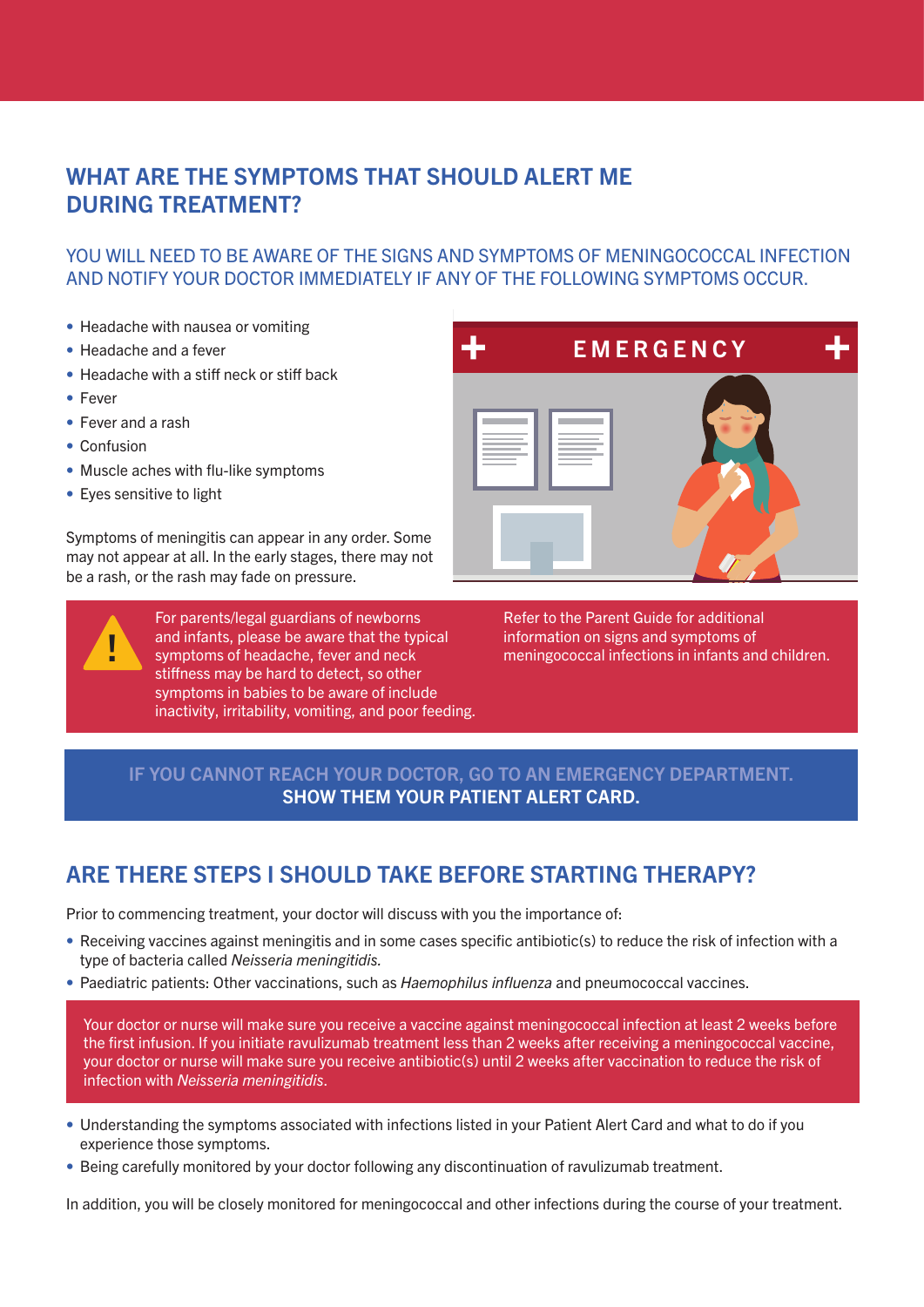## WHAT ARE THE SYMPTOMS THAT SHOULD ALERT ME DURING TREATMENT?

YOU WILL NEED TO BE AWARE OF THE SIGNS AND SYMPTOMS OF MENINGOCOCCAL INFECTION AND NOTIFY YOUR DOCTOR IMMEDIATELY IF ANY OF THE FOLLOWING SYMPTOMS OCCUR.

- Headache with nausea or vomiting
- Headache and a fever
- Headache with a stiff neck or stiff back
- Fever
- Fever and a rash
- Confusion
- Muscle aches with flu-like symptoms
- Eyes sensitive to light

Symptoms of meningitis can appear in any order. Some may not appear at all. In the early stages, there may not be a rash, or the rash may fade on pressure.

EMERGENCY

For parents/legal guardians of newborns and infants, please be aware that the typical symptoms of headache, fever and neck stiffness may be hard to detect, so other symptoms in babies to be aware of include inactivity, irritability, vomiting, and poor feeding.

Refer to the Parent Guide for additional information on signs and symptoms of meningococcal infections in infants and children.

IF YOU CANNOT REACH YOUR DOCTOR, GO TO AN EMERGENCY DEPARTMENT.
**SHOW THEM YOUR PATIENT ALERT CARD.**

## ARE THERE STEPS I SHOULD TAKE BEFORE STARTING THERAPY?

Prior to commencing treatment, your doctor will discuss with you the importance of:

- Receiving vaccines against meningitis and in some cases specific antibiotic(s) to reduce the risk of infection with a type of bacteria called *Neisseria meningitidis.*
- Paediatric patients: Other vaccinations, such as *Haemophilus influenza* and pneumococcal vaccines.

Your doctor or nurse will make sure you receive a vaccine against meningococcal infection at least 2 weeks before the first infusion. If you initiate ravulizumab treatment less than 2 weeks after receiving a meningococcal vaccine, your doctor or nurse will make sure you receive antibiotic(s) until 2 weeks after vaccination to reduce the risk of infection with *Neisseria meningitidis*.

- Understanding the symptoms associated with infections listed in your Patient Alert Card and what to do if you experience those symptoms.
- Being carefully monitored by your doctor following any discontinuation of ravulizumab treatment.

In addition, you will be closely monitored for meningococcal and other infections during the course of your treatment.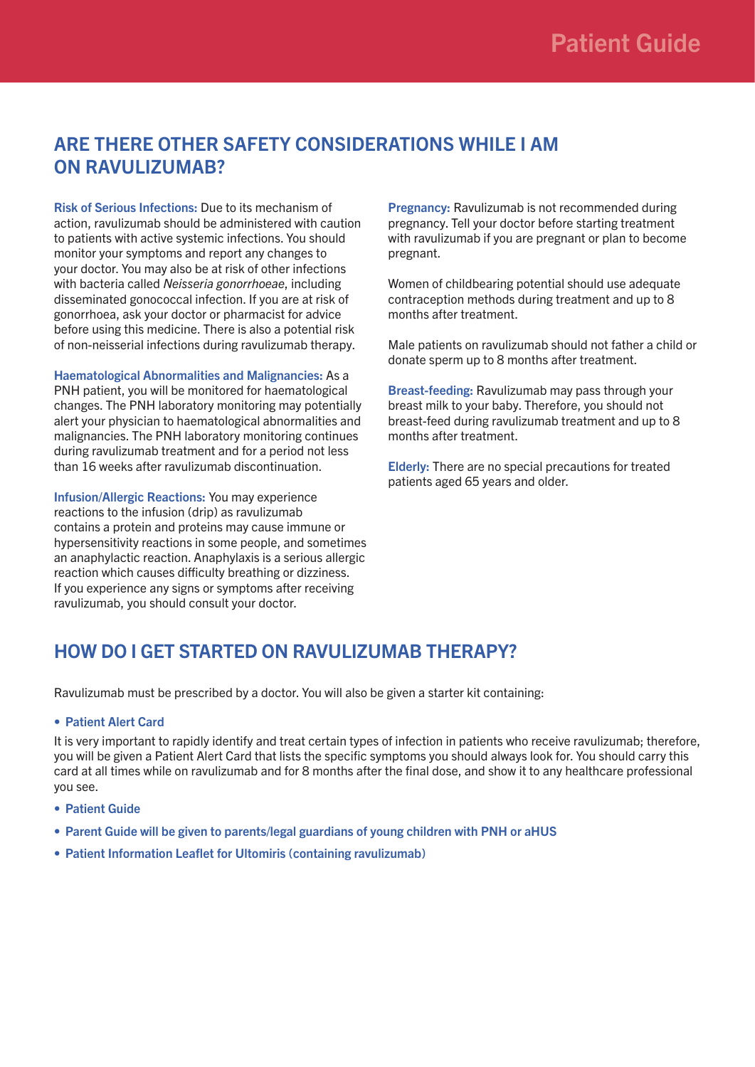## ARE THERE OTHER SAFETY CONSIDERATIONS WHILE I AM ON RAVULIZUMAB?

**Risk of Serious Infections:** Due to its mechanism of action, ravulizumab should be administered with caution to patients with active systemic infections. You should monitor your symptoms and report any changes to your doctor. You may also be at risk of other infections with bacteria called *Neisseria gonorrhoeae*, including disseminated gonococcal infection. If you are at risk of gonorrhoea, ask your doctor or pharmacist for advice before using this medicine. There is also a potential risk of non-neisserial infections during ravulizumab therapy.

**Haematological Abnormalities and Malignancies:** As a PNH patient, you will be monitored for haematological changes. The PNH laboratory monitoring may potentially alert your physician to haematological abnormalities and malignancies. The PNH laboratory monitoring continues during ravulizumab treatment and for a period not less than 16 weeks after ravulizumab discontinuation.

**Infusion/Allergic Reactions:** You may experience reactions to the infusion (drip) as ravulizumab contains a protein and proteins may cause immune or hypersensitivity reactions in some people, and sometimes an anaphylactic reaction. Anaphylaxis is a serious allergic reaction which causes difficulty breathing or dizziness. If you experience any signs or symptoms after receiving ravulizumab, you should consult your doctor.

**Pregnancy:** Ravulizumab is not recommended during pregnancy. Tell your doctor before starting treatment with ravulizumab if you are pregnant or plan to become pregnant.

Women of childbearing potential should use adequate contraception methods during treatment and up to 8 months after treatment.

Male patients on ravulizumab should not father a child or donate sperm up to 8 months after treatment.

**Breast-feeding:** Ravulizumab may pass through your breast milk to your baby. Therefore, you should not breast-feed during ravulizumab treatment and up to 8 months after treatment.

**Elderly:** There are no special precautions for treated patients aged 65 years and older.

## HOW DO I GET STARTED ON RAVULIZUMAB THERAPY?

Ravulizumab must be prescribed by a doctor. You will also be given a starter kit containing:

- **Patient Alert Card**

It is very important to rapidly identify and treat certain types of infection in patients who receive ravulizumab; therefore, you will be given a Patient Alert Card that lists the specific symptoms you should always look for. You should carry this card at all times while on ravulizumab and for 8 months after the final dose, and show it to any healthcare professional you see.

- **Patient Guide**
- **Parent Guide will be given to parents/legal guardians of young children with PNH or aHUS**
- **Patient Information Leaflet for Ultomiris (containing ravulizumab)**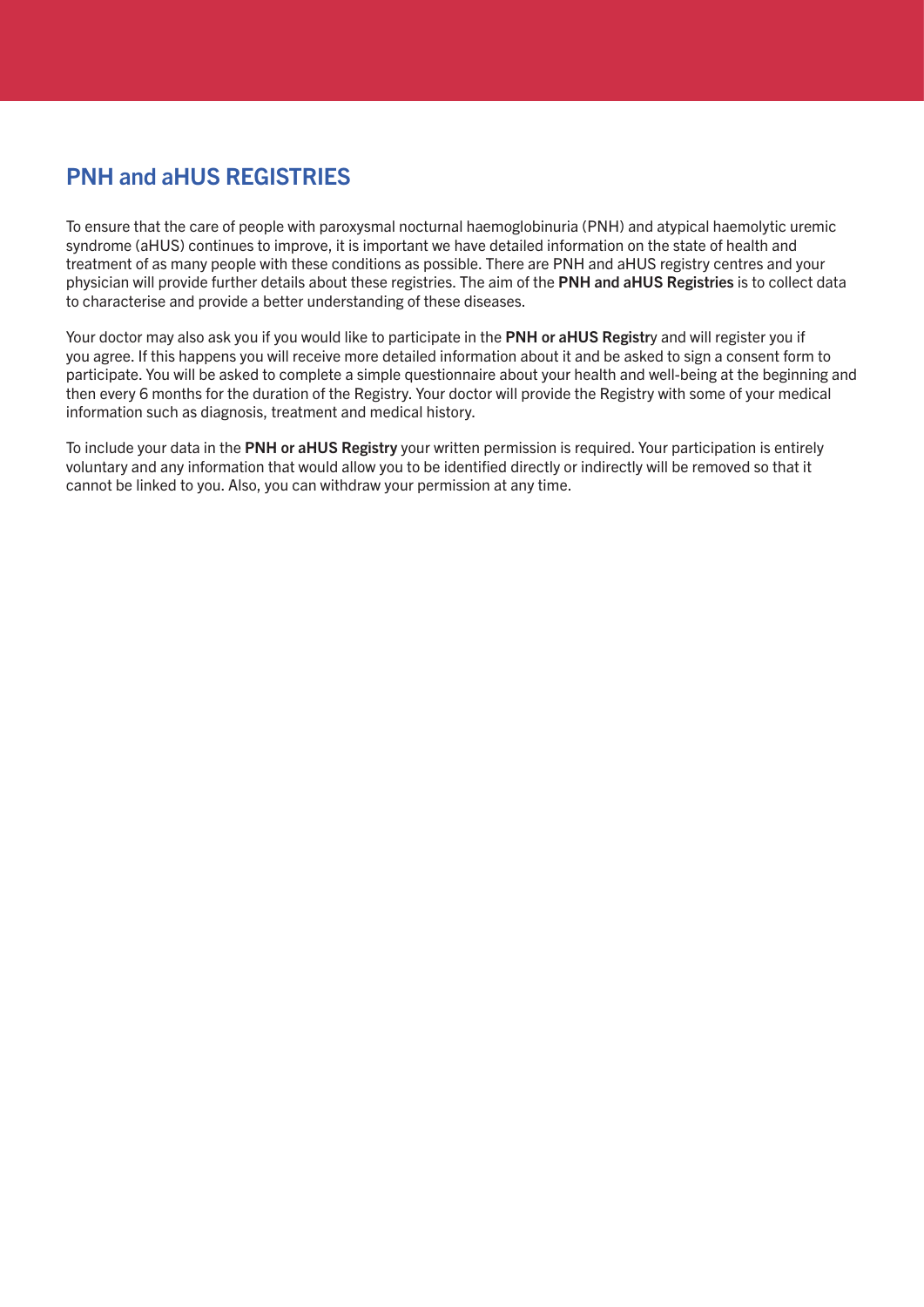## PNH and aHUS REGISTRIES

To ensure that the care of people with paroxysmal nocturnal haemoglobinuria (PNH) and atypical haemolytic uremic syndrome (aHUS) continues to improve, it is important we have detailed information on the state of health and treatment of as many people with these conditions as possible. There are PNH and aHUS registry centres and your physician will provide further details about these registries. The aim of the **PNH and aHUS Registries** is to collect data to characterise and provide a better understanding of these diseases.

Your doctor may also ask you if you would like to participate in the **PNH or aHUS Registry** and will register you if you agree. If this happens you will receive more detailed information about it and be asked to sign a consent form to participate. You will be asked to complete a simple questionnaire about your health and well-being at the beginning and then every 6 months for the duration of the Registry. Your doctor will provide the Registry with some of your medical information such as diagnosis, treatment and medical history.

To include your data in the **PNH or aHUS Registry** your written permission is required. Your participation is entirely voluntary and any information that would allow you to be identified directly or indirectly will be removed so that it cannot be linked to you. Also, you can withdraw your permission at any time.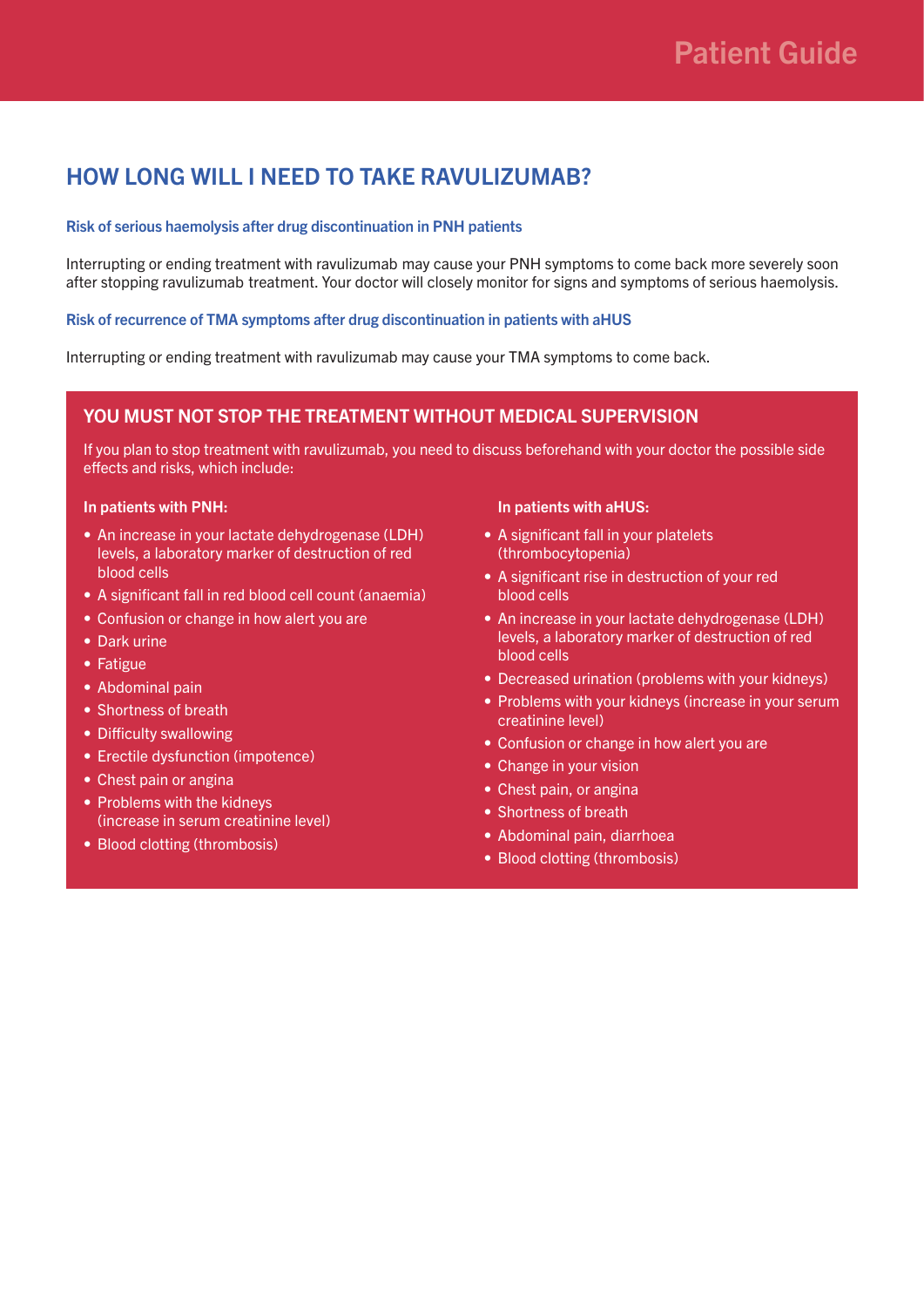## HOW LONG WILL I NEED TO TAKE RAVULIZUMAB?

### Risk of serious haemolysis after drug discontinuation in PNH patients

Interrupting or ending treatment with ravulizumab may cause your PNH symptoms to come back more severely soon after stopping ravulizumab treatment. Your doctor will closely monitor for signs and symptoms of serious haemolysis.

### Risk of recurrence of TMA symptoms after drug discontinuation in patients with aHUS

Interrupting or ending treatment with ravulizumab may cause your TMA symptoms to come back.

### YOU MUST NOT STOP THE TREATMENT WITHOUT MEDICAL SUPERVISION

If you plan to stop treatment with ravulizumab, you need to discuss beforehand with your doctor the possible side effects and risks, which include:

**In patients with PNH:**

- An increase in your lactate dehydrogenase (LDH) levels, a laboratory marker of destruction of red blood cells
- A significant fall in red blood cell count (anaemia)
- Confusion or change in how alert you are
- Dark urine
- Fatigue
- Abdominal pain
- Shortness of breath
- Difficulty swallowing
- Erectile dysfunction (impotence)
- Chest pain or angina
- Problems with the kidneys (increase in serum creatinine level)
- Blood clotting (thrombosis)

**In patients with aHUS:**

- A significant fall in your platelets (thrombocytopenia)
- A significant rise in destruction of your red blood cells
- An increase in your lactate dehydrogenase (LDH) levels, a laboratory marker of destruction of red blood cells
- Decreased urination (problems with your kidneys)
- Problems with your kidneys (increase in your serum creatinine level)
- Confusion or change in how alert you are
- Change in your vision
- Chest pain, or angina
- Shortness of breath
- Abdominal pain, diarrhoea
- Blood clotting (thrombosis)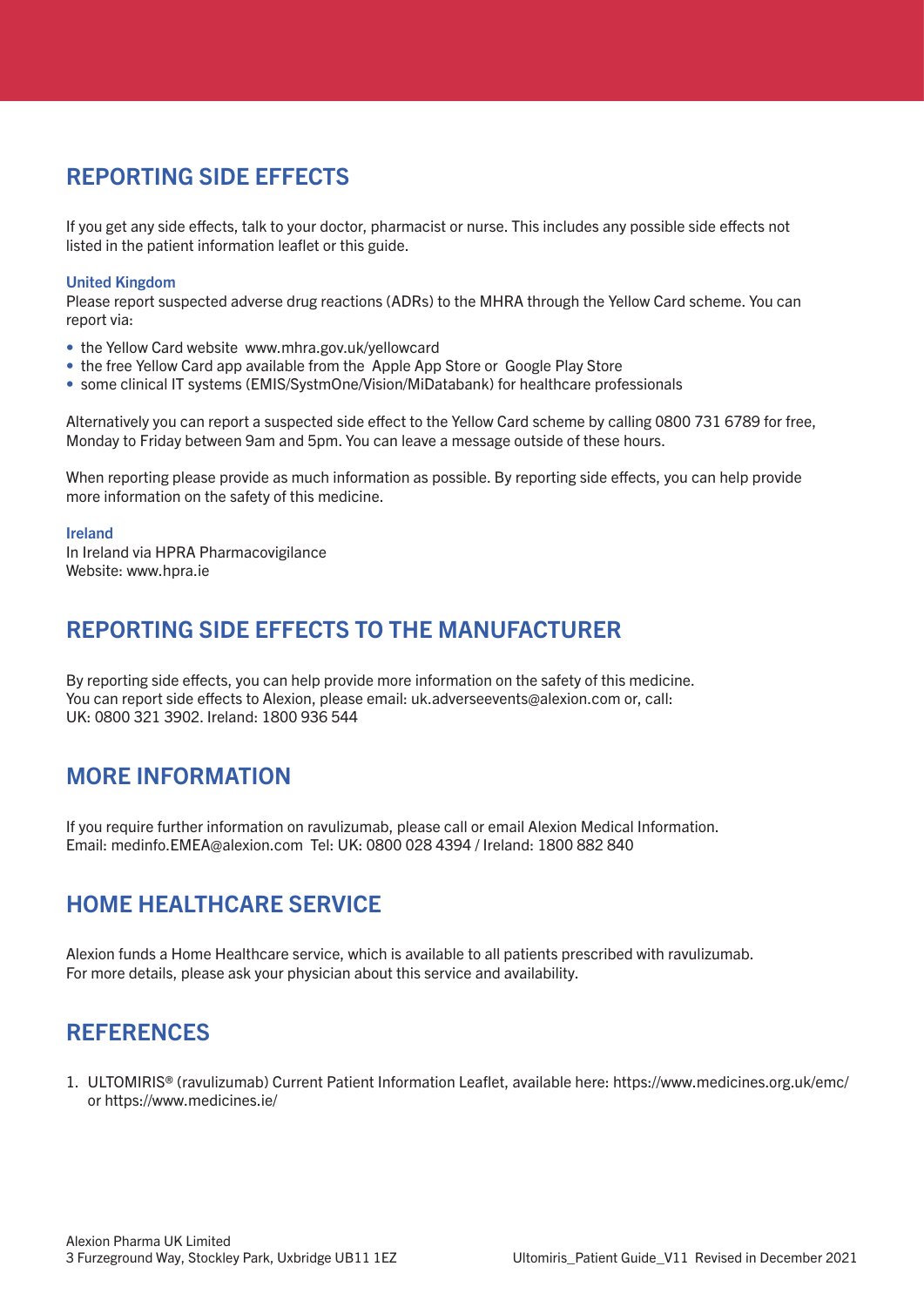## REPORTING SIDE EFFECTS

If you get any side effects, talk to your doctor, pharmacist or nurse. This includes any possible side effects not listed in the patient information leaflet or this guide.

### United Kingdom

Please report suspected adverse drug reactions (ADRs) to the MHRA through the Yellow Card scheme. You can report via:

- the Yellow Card website www.mhra.gov.uk/yellowcard
- the free Yellow Card app available from the Apple App Store or Google Play Store
- some clinical IT systems (EMIS/SystmOne/Vision/MiDatabank) for healthcare professionals

Alternatively you can report a suspected side effect to the Yellow Card scheme by calling 0800 731 6789 for free, Monday to Friday between 9am and 5pm. You can leave a message outside of these hours.

When reporting please provide as much information as possible. By reporting side effects, you can help provide more information on the safety of this medicine.

### Ireland

In Ireland via HPRA Pharmacovigilance
Website: www.hpra.ie

## REPORTING SIDE EFFECTS TO THE MANUFACTURER

By reporting side effects, you can help provide more information on the safety of this medicine.
You can report side effects to Alexion, please email: uk.adverseevents@alexion.com or, call:
UK: 0800 321 3902. Ireland: 1800 936 544

## MORE INFORMATION

If you require further information on ravulizumab, please call or email Alexion Medical Information.
Email: medinfo.EMEA@alexion.com Tel: UK: 0800 028 4394 / Ireland: 1800 882 840

## HOME HEALTHCARE SERVICE

Alexion funds a Home Healthcare service, which is available to all patients prescribed with ravulizumab.
For more details, please ask your physician about this service and availability.

## REFERENCES

1. ULTOMIRIS® (ravulizumab) Current Patient Information Leaflet, available here: https://www.medicines.org.uk/emc/ or https://www.medicines.ie/

Alexion Pharma UK Limited
3 Furzeground Way, Stockley Park, Uxbridge UB11 1EZ

Ultomiris_Patient Guide_V11 Revised in December 2021